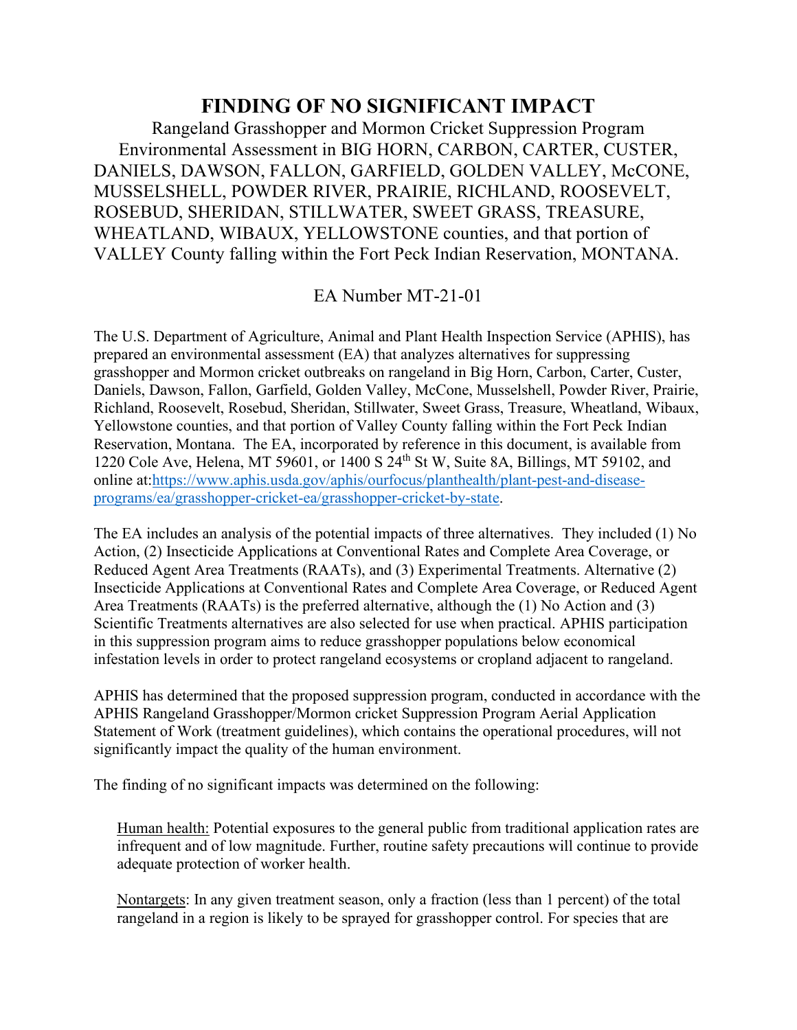# FINDING OF NO SIGNIFICANT IMPACT

Rangeland Grasshopper and Mormon Cricket Suppression Program Environmental Assessment in BIG HORN, CARBON, CARTER, CUSTER, DANIELS, DAWSON, FALLON, GARFIELD, GOLDEN VALLEY, McCONE, MUSSELSHELL, POWDER RIVER, PRAIRIE, RICHLAND, ROOSEVELT, ROSEBUD, SHERIDAN, STILLWATER, SWEET GRASS, TREASURE, WHEATLAND, WIBAUX, YELLOWSTONE counties, and that portion of VALLEY County falling within the Fort Peck Indian Reservation, MONTANA.

EA Number MT-21-01

The U.S. Department of Agriculture, Animal and Plant Health Inspection Service (APHIS), has prepared an environmental assessment (EA) that analyzes alternatives for suppressing grasshopper and Mormon cricket outbreaks on rangeland in Big Horn, Carbon, Carter, Custer, Daniels, Dawson, Fallon, Garfield, Golden Valley, McCone, Musselshell, Powder River, Prairie, Richland, Roosevelt, Rosebud, Sheridan, Stillwater, Sweet Grass, Treasure, Wheatland, Wibaux, Yellowstone counties, and that portion of Valley County falling within the Fort Peck Indian Reservation, Montana. The EA, incorporated by reference in this document, is available from 1220 Cole Ave, Helena, MT 59601, or 1400 S 24th St W, Suite 8A, Billings, MT 59102, and online at:https://www.aphis.usda.gov/aphis/ourfocus/planthealth/plant-pest-and-disease-programs/ea/grasshopper-cricket-ea/grasshopper-cricket-by-state.

The EA includes an analysis of the potential impacts of three alternatives. They included (1) No Action, (2) Insecticide Applications at Conventional Rates and Complete Area Coverage, or Reduced Agent Area Treatments (RAATs), and (3) Experimental Treatments. Alternative (2) Insecticide Applications at Conventional Rates and Complete Area Coverage, or Reduced Agent Area Treatments (RAATs) is the preferred alternative, although the (1) No Action and (3) Scientific Treatments alternatives are also selected for use when practical. APHIS participation in this suppression program aims to reduce grasshopper populations below economical infestation levels in order to protect rangeland ecosystems or cropland adjacent to rangeland.

APHIS has determined that the proposed suppression program, conducted in accordance with the APHIS Rangeland Grasshopper/Mormon cricket Suppression Program Aerial Application Statement of Work (treatment guidelines), which contains the operational procedures, will not significantly impact the quality of the human environment.

The finding of no significant impacts was determined on the following:

Human health: Potential exposures to the general public from traditional application rates are infrequent and of low magnitude. Further, routine safety precautions will continue to provide adequate protection of worker health.

Nontargets: In any given treatment season, only a fraction (less than 1 percent) of the total rangeland in a region is likely to be sprayed for grasshopper control. For species that are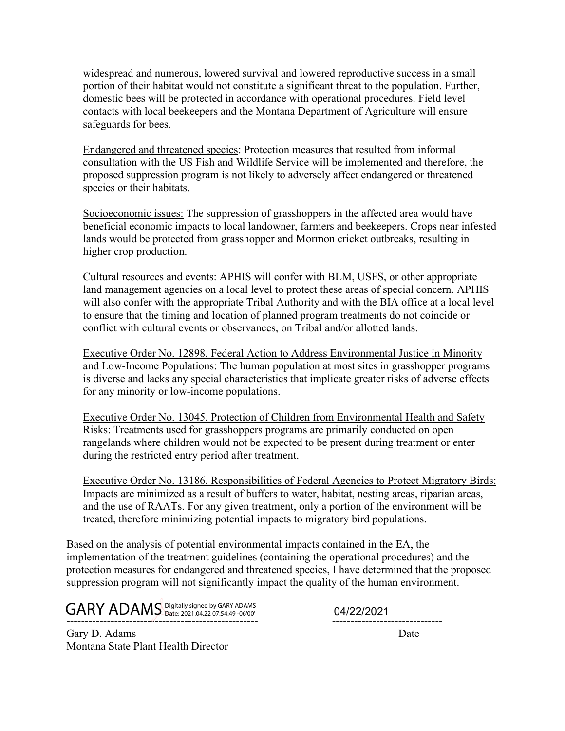widespread and numerous, lowered survival and lowered reproductive success in a small portion of their habitat would not constitute a significant threat to the population. Further, domestic bees will be protected in accordance with operational procedures. Field level contacts with local beekeepers and the Montana Department of Agriculture will ensure safeguards for bees.

Endangered and threatened species: Protection measures that resulted from informal consultation with the US Fish and Wildlife Service will be implemented and therefore, the proposed suppression program is not likely to adversely affect endangered or threatened species or their habitats.

Socioeconomic issues: The suppression of grasshoppers in the affected area would have beneficial economic impacts to local landowner, farmers and beekeepers. Crops near infested lands would be protected from grasshopper and Mormon cricket outbreaks, resulting in higher crop production.

Cultural resources and events: APHIS will confer with BLM, USFS, or other appropriate land management agencies on a local level to protect these areas of special concern. APHIS will also confer with the appropriate Tribal Authority and with the BIA office at a local level to ensure that the timing and location of planned program treatments do not coincide or conflict with cultural events or observances, on Tribal and/or allotted lands.

Executive Order No. 12898, Federal Action to Address Environmental Justice in Minority and Low-Income Populations: The human population at most sites in grasshopper programs is diverse and lacks any special characteristics that implicate greater risks of adverse effects for any minority or low-income populations.

Executive Order No. 13045, Protection of Children from Environmental Health and Safety Risks: Treatments used for grasshoppers programs are primarily conducted on open rangelands where children would not be expected to be present during treatment or enter during the restricted entry period after treatment.

Executive Order No. 13186, Responsibilities of Federal Agencies to Protect Migratory Birds: Impacts are minimized as a result of buffers to water, habitat, nesting areas, riparian areas, and the use of RAATs. For any given treatment, only a portion of the environment will be treated, therefore minimizing potential impacts to migratory bird populations.

Based on the analysis of potential environmental impacts contained in the EA, the implementation of the treatment guidelines (containing the operational procedures) and the protection measures for endangered and threatened species, I have determined that the proposed suppression program will not significantly impact the quality of the human environment.

GARY ADAMS Digitally signed by GARY ADAMS Date: 2021.04.22 07:54:49 -06'00'

04/22/2021

Gary D. Adams
Montana State Plant Health Director

Date